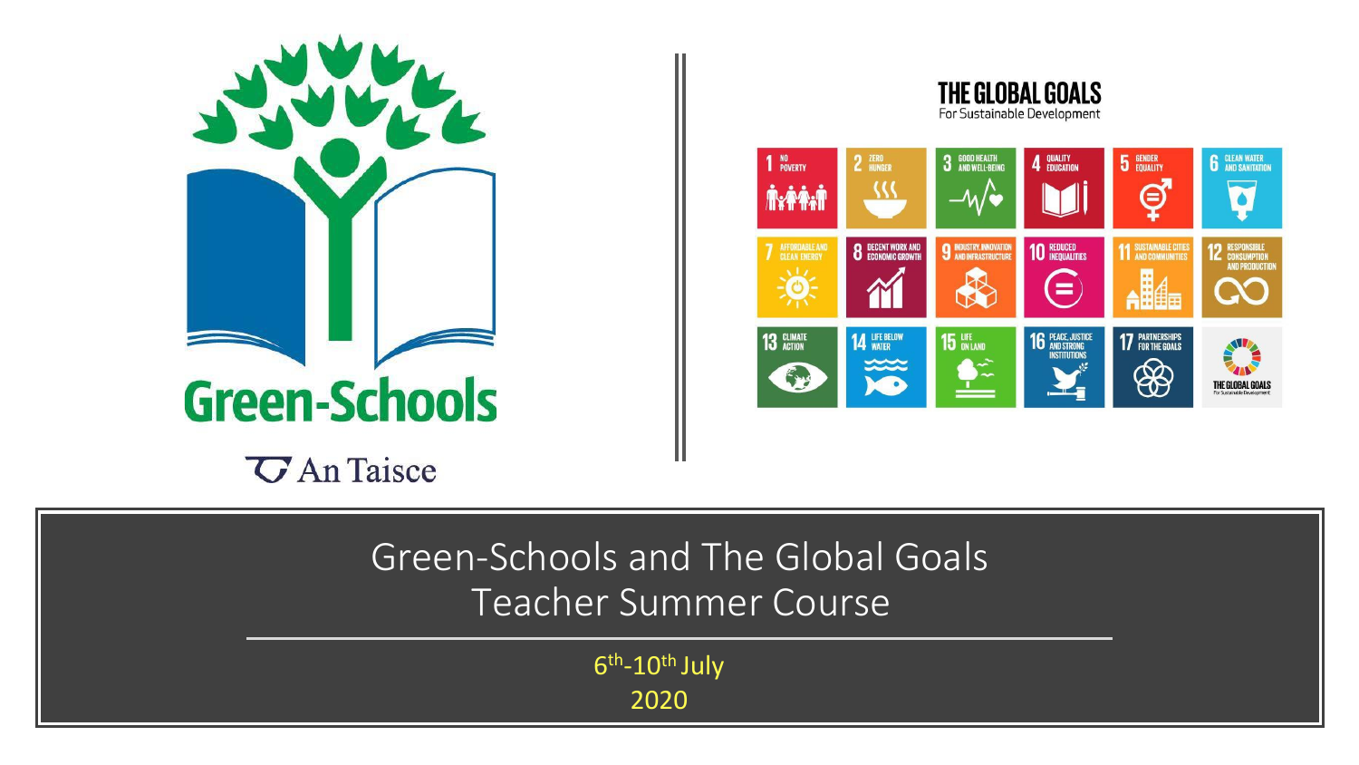Green-Schools

An Taisce

THE GLOBAL GOALS
For Sustainable Development

1 NO POVERTY
2 ZERO HUNGER
3 GOOD HEALTH AND WELL-BEING
4 QUALITY EDUCATION
5 GENDER EQUALITY
6 CLEAN WATER AND SANITATION
7 AFFORDABLE AND CLEAN ENERGY
8 DECENT WORK AND ECONOMIC GROWTH
9 INDUSTRY, INNOVATION AND INFRASTRUCTURE
10 REDUCED INEQUALITIES
11 SUSTAINABLE CITIES AND COMMUNITIES
12 RESPONSIBLE CONSUMPTION AND PRODUCTION
13 CLIMATE ACTION
14 LIFE BELOW WATER
15 LIFE ON LAND
16 PEACE, JUSTICE AND STRONG INSTITUTIONS
17 PARTNERSHIPS FOR THE GOALS

THE GLOBAL GOALS For Sustainable Development

# Green-Schools and The Global Goals Teacher Summer Course

6th-10th July

2020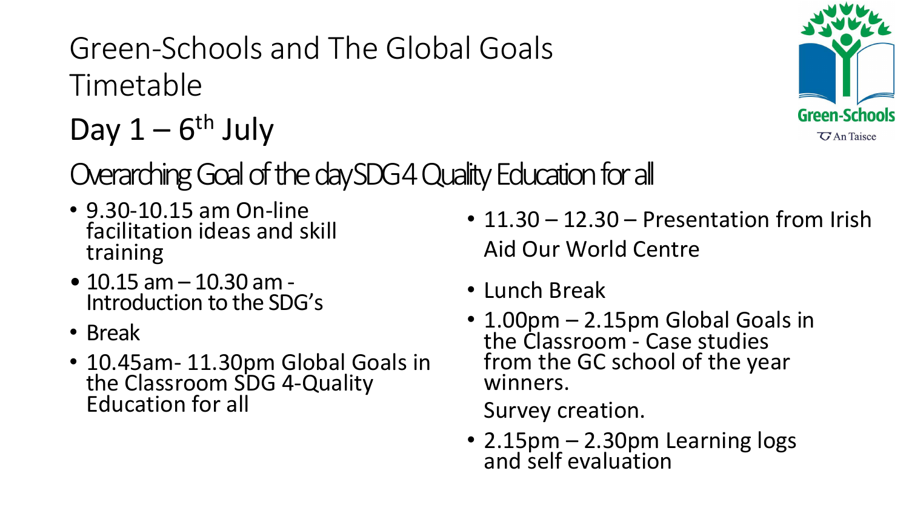# Green-Schools and The Global Goals Timetable

## Day 1 – 6th July

### Overarching Goal of the day SDG 4 Quality Education for all

- 9.30-10.15 am On-line facilitation ideas and skill training
- 10.15 am – 10.30 am - Introduction to the SDG's
- Break
- 10.45am- 11.30pm Global Goals in the Classroom SDG 4-Quality Education for all
- 11.30 – 12.30 – Presentation from Irish Aid Our World Centre
- Lunch Break
- 1.00pm – 2.15pm Global Goals in the Classroom - Case studies from the GC school of the year winners.

  Survey creation.
- 2.15pm – 2.30pm Learning logs and self evaluation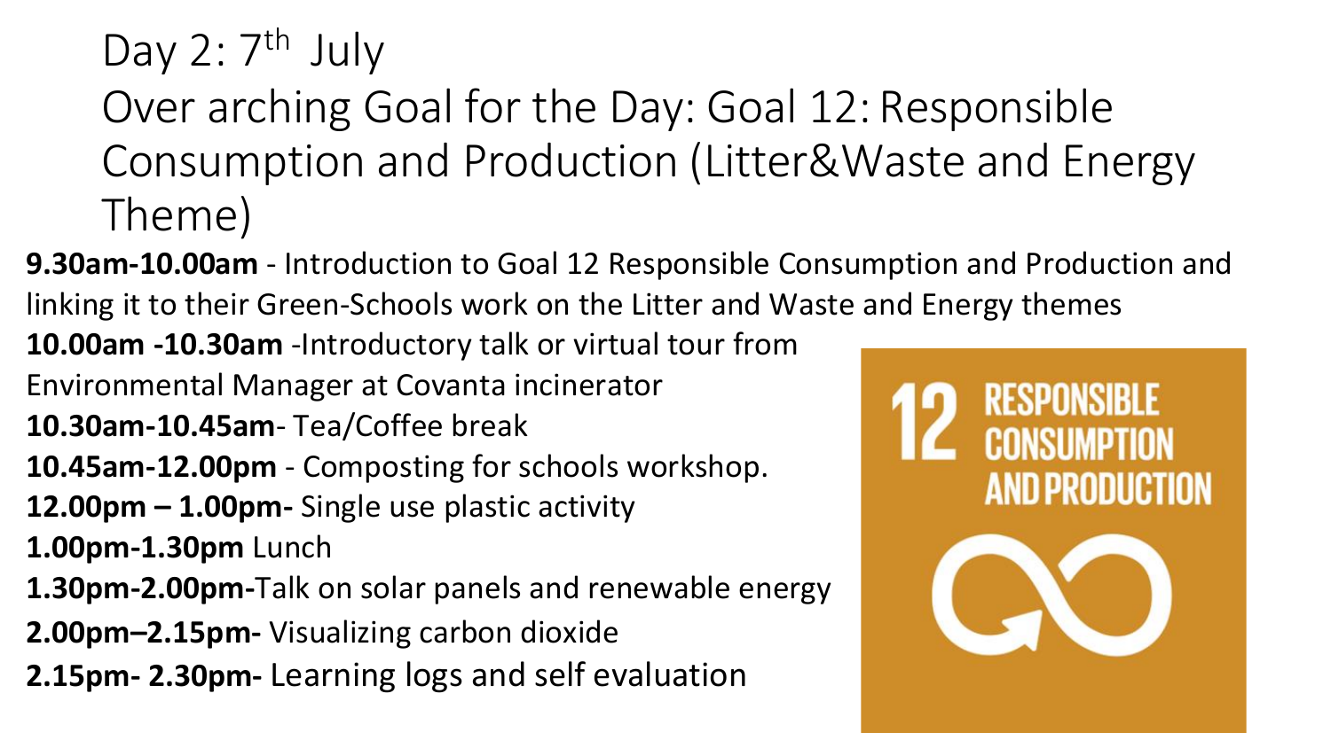# Day 2: 7th July

## Over arching Goal for the Day: Goal 12: Responsible Consumption and Production (Litter&Waste and Energy Theme)

**9.30am-10.00am** - Introduction to Goal 12 Responsible Consumption and Production and linking it to their Green-Schools work on the Litter and Waste and Energy themes

**10.00am -10.30am** -Introductory talk or virtual tour from Environmental Manager at Covanta incinerator

**10.30am-10.45am**- Tea/Coffee break

**10.45am-12.00pm** - Composting for schools workshop.

**12.00pm – 1.00pm-** Single use plastic activity

**1.00pm-1.30pm** Lunch

**1.30pm-2.00pm-**Talk on solar panels and renewable energy

**2.00pm–2.15pm-** Visualizing carbon dioxide

**2.15pm- 2.30pm-** Learning logs and self evaluation

12 RESPONSIBLE CONSUMPTION AND PRODUCTION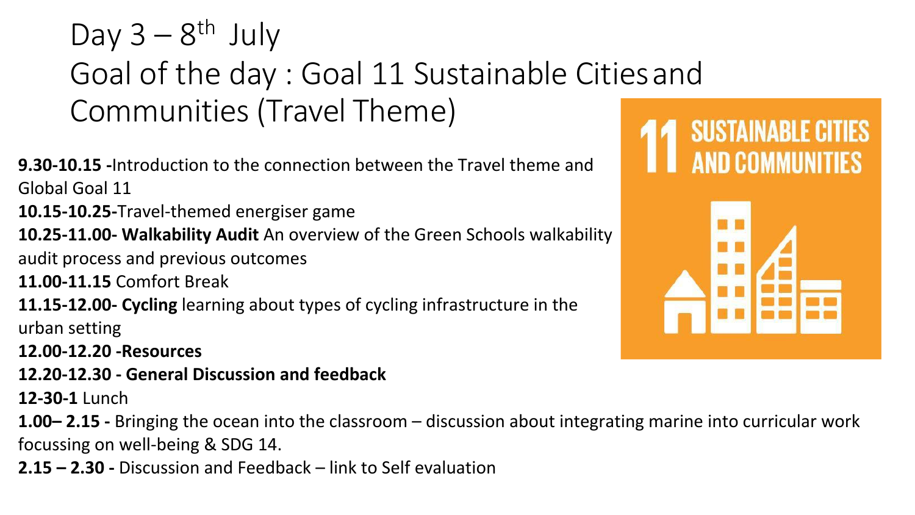# Day 3 – 8th July
# Goal of the day : Goal 11 Sustainable Cities and Communities (Travel Theme)

**9.30-10.15 -**Introduction to the connection between the Travel theme and Global Goal 11

**10.15-10.25-**Travel-themed energiser game

**10.25-11.00- Walkability Audit** An overview of the Green Schools walkability audit process and previous outcomes

**11.00-11.15** Comfort Break

**11.15-12.00- Cycling** learning about types of cycling infrastructure in the urban setting

**12.00-12.20 -Resources**

**12.20-12.30 - General Discussion and feedback**

**12-30-1** Lunch

**1.00– 2.15 -** Bringing the ocean into the classroom – discussion about integrating marine into curricular work focussing on well-being & SDG 14.

**2.15 – 2.30 -** Discussion and Feedback – link to Self evaluation

11 SUSTAINABLE CITIES AND COMMUNITIES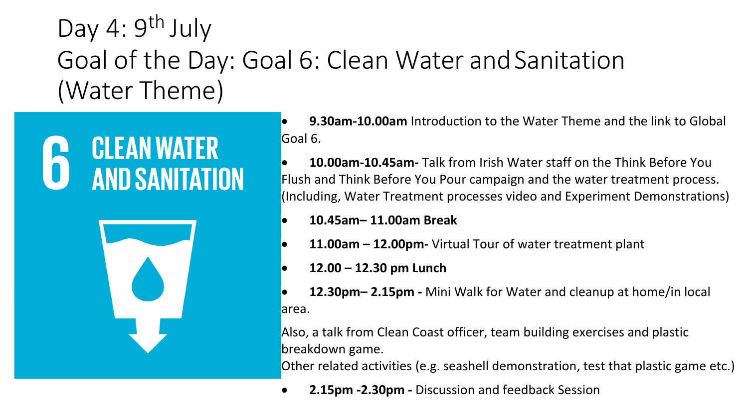# Day 4: 9th July
# Goal of the Day: Goal 6: Clean Water and Sanitation (Water Theme)

6 CLEAN WATER AND SANITATION

- **9.30am-10.00am** Introduction to the Water Theme and the link to Global Goal 6.
- **10.00am-10.45am-** Talk from Irish Water staff on the Think Before You Flush and Think Before You Pour campaign and the water treatment process. (Including, Water Treatment processes video and Experiment Demonstrations)
- **10.45am– 11.00am Break**
- **11.00am – 12.00pm-** Virtual Tour of water treatment plant
- **12.00 – 12.30 pm Lunch**
- **12.30pm– 2.15pm -** Mini Walk for Water and cleanup at home/in local area.

Also, a talk from Clean Coast officer, team building exercises and plastic breakdown game.
Other related activities (e.g. seashell demonstration, test that plastic game etc.)

- **2.15pm -2.30pm -** Discussion and feedback Session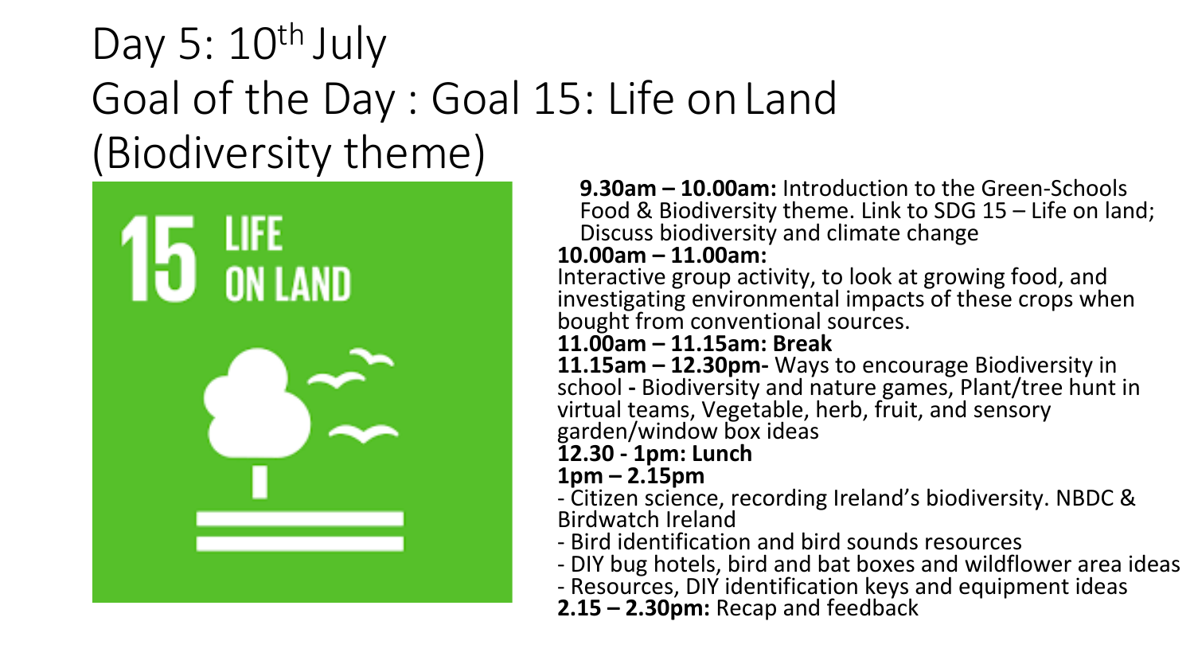# Day 5: 10th July

# Goal of the Day : Goal 15: Life on Land (Biodiversity theme)

**9.30am – 10.00am:** Introduction to the Green-Schools Food & Biodiversity theme. Link to SDG 15 – Life on land; Discuss biodiversity and climate change

**10.00am – 11.00am:**
Interactive group activity, to look at growing food, and investigating environmental impacts of these crops when bought from conventional sources.

**11.00am – 11.15am: Break**

**11.15am – 12.30pm-** Ways to encourage Biodiversity in school **-** Biodiversity and nature games, Plant/tree hunt in virtual teams, Vegetable, herb, fruit, and sensory garden/window box ideas

**12.30 - 1pm: Lunch**

**1pm – 2.15pm**

- Citizen science, recording Ireland's biodiversity. NBDC & Birdwatch Ireland
- Bird identification and bird sounds resources
- DIY bug hotels, bird and bat boxes and wildflower area ideas
- Resources, DIY identification keys and equipment ideas

**2.15 – 2.30pm:** Recap and feedback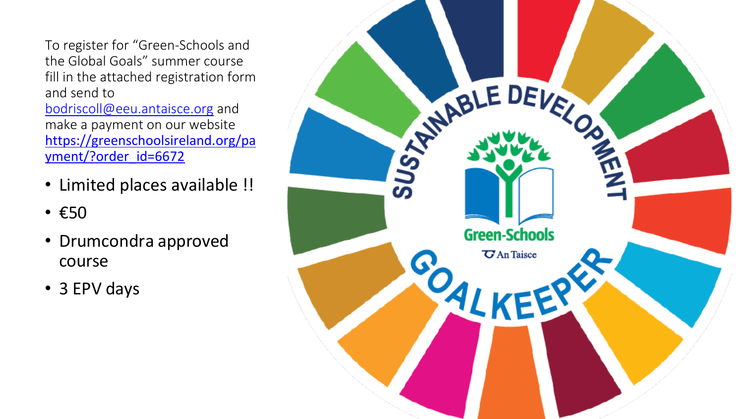To register for "Green-Schools and the Global Goals" summer course fill in the attached registration form and send to bodriscoll@eeu.antaisce.org and make a payment on our website https://greenschoolsireland.org/payment/?order_id=6672

- Limited places available !!
- €50
- Drumcondra approved course
- 3 EPV days